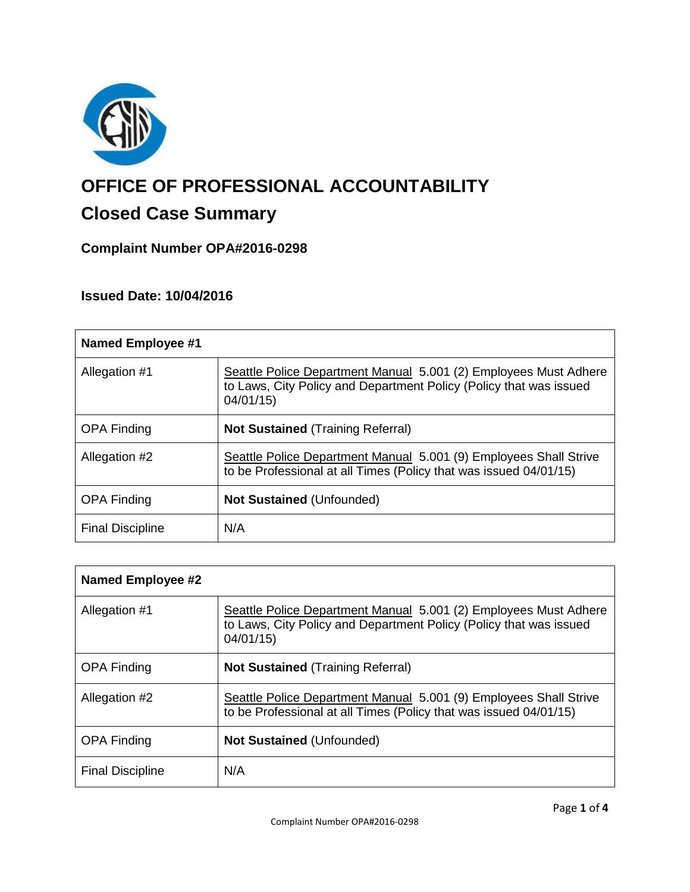# OFFICE OF PROFESSIONAL ACCOUNTABILITY

## Closed Case Summary

### Complaint Number OPA#2016-0298

### Issued Date: 10/04/2016

| **Named Employee #1** | |
|---|---|
| Allegation #1 | Seattle Police Department Manual 5.001 (2) Employees Must Adhere to Laws, City Policy and Department Policy (Policy that was issued 04/01/15) |
| OPA Finding | **Not Sustained** (Training Referral) |
| Allegation #2 | Seattle Police Department Manual 5.001 (9) Employees Shall Strive to be Professional at all Times (Policy that was issued 04/01/15) |
| OPA Finding | **Not Sustained** (Unfounded) |
| Final Discipline | N/A |

| **Named Employee #2** | |
|---|---|
| Allegation #1 | Seattle Police Department Manual 5.001 (2) Employees Must Adhere to Laws, City Policy and Department Policy (Policy that was issued 04/01/15) |
| OPA Finding | **Not Sustained** (Training Referral) |
| Allegation #2 | Seattle Police Department Manual 5.001 (9) Employees Shall Strive to be Professional at all Times (Policy that was issued 04/01/15) |
| OPA Finding | **Not Sustained** (Unfounded) |
| Final Discipline | N/A |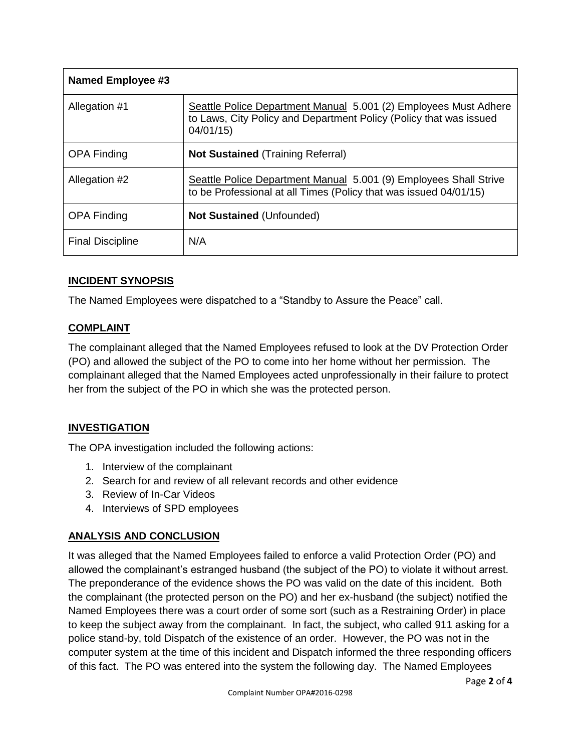| Named Employee #3 | |
|---|---|
| Allegation #1 | Seattle Police Department Manual 5.001 (2) Employees Must Adhere to Laws, City Policy and Department Policy (Policy that was issued 04/01/15) |
| OPA Finding | **Not Sustained** (Training Referral) |
| Allegation #2 | Seattle Police Department Manual 5.001 (9) Employees Shall Strive to be Professional at all Times (Policy that was issued 04/01/15) |
| OPA Finding | **Not Sustained** (Unfounded) |
| Final Discipline | N/A |

## INCIDENT SYNOPSIS

The Named Employees were dispatched to a "Standby to Assure the Peace" call.

## COMPLAINT

The complainant alleged that the Named Employees refused to look at the DV Protection Order (PO) and allowed the subject of the PO to come into her home without her permission. The complainant alleged that the Named Employees acted unprofessionally in their failure to protect her from the subject of the PO in which she was the protected person.

## INVESTIGATION

The OPA investigation included the following actions:

1. Interview of the complainant
2. Search for and review of all relevant records and other evidence
3. Review of In-Car Videos
4. Interviews of SPD employees

## ANALYSIS AND CONCLUSION

It was alleged that the Named Employees failed to enforce a valid Protection Order (PO) and allowed the complainant's estranged husband (the subject of the PO) to violate it without arrest. The preponderance of the evidence shows the PO was valid on the date of this incident. Both the complainant (the protected person on the PO) and her ex-husband (the subject) notified the Named Employees there was a court order of some sort (such as a Restraining Order) in place to keep the subject away from the complainant. In fact, the subject, who called 911 asking for a police stand-by, told Dispatch of the existence of an order. However, the PO was not in the computer system at the time of this incident and Dispatch informed the three responding officers of this fact. The PO was entered into the system the following day. The Named Employees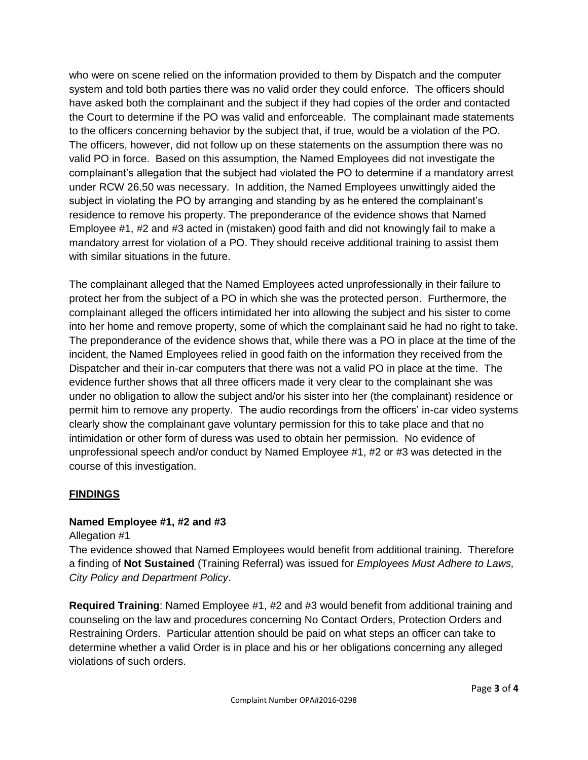who were on scene relied on the information provided to them by Dispatch and the computer system and told both parties there was no valid order they could enforce. The officers should have asked both the complainant and the subject if they had copies of the order and contacted the Court to determine if the PO was valid and enforceable. The complainant made statements to the officers concerning behavior by the subject that, if true, would be a violation of the PO. The officers, however, did not follow up on these statements on the assumption there was no valid PO in force. Based on this assumption, the Named Employees did not investigate the complainant's allegation that the subject had violated the PO to determine if a mandatory arrest under RCW 26.50 was necessary. In addition, the Named Employees unwittingly aided the subject in violating the PO by arranging and standing by as he entered the complainant's residence to remove his property. The preponderance of the evidence shows that Named Employee #1, #2 and #3 acted in (mistaken) good faith and did not knowingly fail to make a mandatory arrest for violation of a PO. They should receive additional training to assist them with similar situations in the future.

The complainant alleged that the Named Employees acted unprofessionally in their failure to protect her from the subject of a PO in which she was the protected person. Furthermore, the complainant alleged the officers intimidated her into allowing the subject and his sister to come into her home and remove property, some of which the complainant said he had no right to take. The preponderance of the evidence shows that, while there was a PO in place at the time of the incident, the Named Employees relied in good faith on the information they received from the Dispatcher and their in-car computers that there was not a valid PO in place at the time. The evidence further shows that all three officers made it very clear to the complainant she was under no obligation to allow the subject and/or his sister into her (the complainant) residence or permit him to remove any property. The audio recordings from the officers' in-car video systems clearly show the complainant gave voluntary permission for this to take place and that no intimidation or other form of duress was used to obtain her permission. No evidence of unprofessional speech and/or conduct by Named Employee #1, #2 or #3 was detected in the course of this investigation.

## FINDINGS

**Named Employee #1, #2 and #3**

Allegation #1

The evidence showed that Named Employees would benefit from additional training. Therefore a finding of **Not Sustained** (Training Referral) was issued for *Employees Must Adhere to Laws, City Policy and Department Policy*.

**Required Training**: Named Employee #1, #2 and #3 would benefit from additional training and counseling on the law and procedures concerning No Contact Orders, Protection Orders and Restraining Orders. Particular attention should be paid on what steps an officer can take to determine whether a valid Order is in place and his or her obligations concerning any alleged violations of such orders.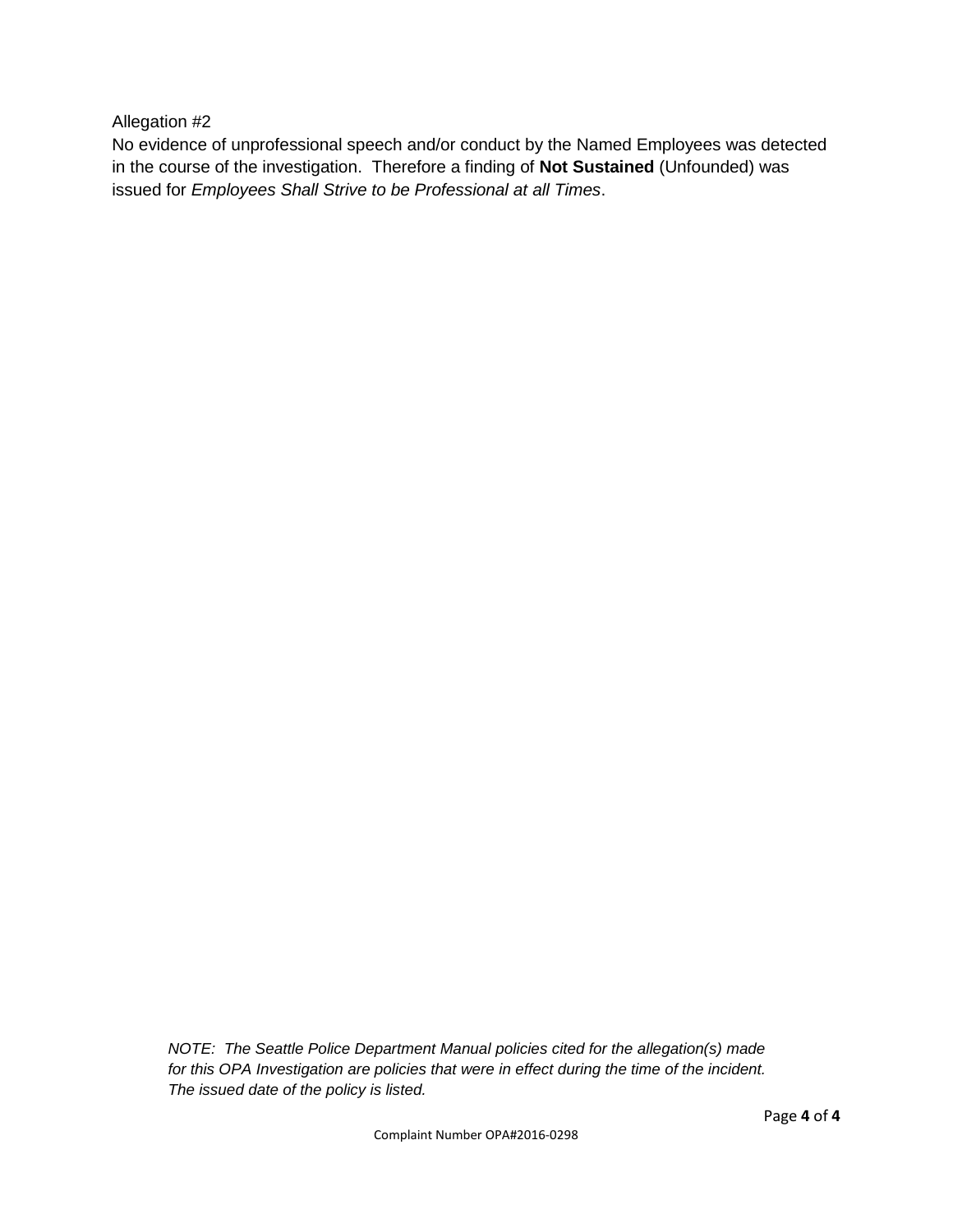Allegation #2

No evidence of unprofessional speech and/or conduct by the Named Employees was detected in the course of the investigation. Therefore a finding of **Not Sustained** (Unfounded) was issued for *Employees Shall Strive to be Professional at all Times*.

*NOTE: The Seattle Police Department Manual policies cited for the allegation(s) made for this OPA Investigation are policies that were in effect during the time of the incident. The issued date of the policy is listed.*